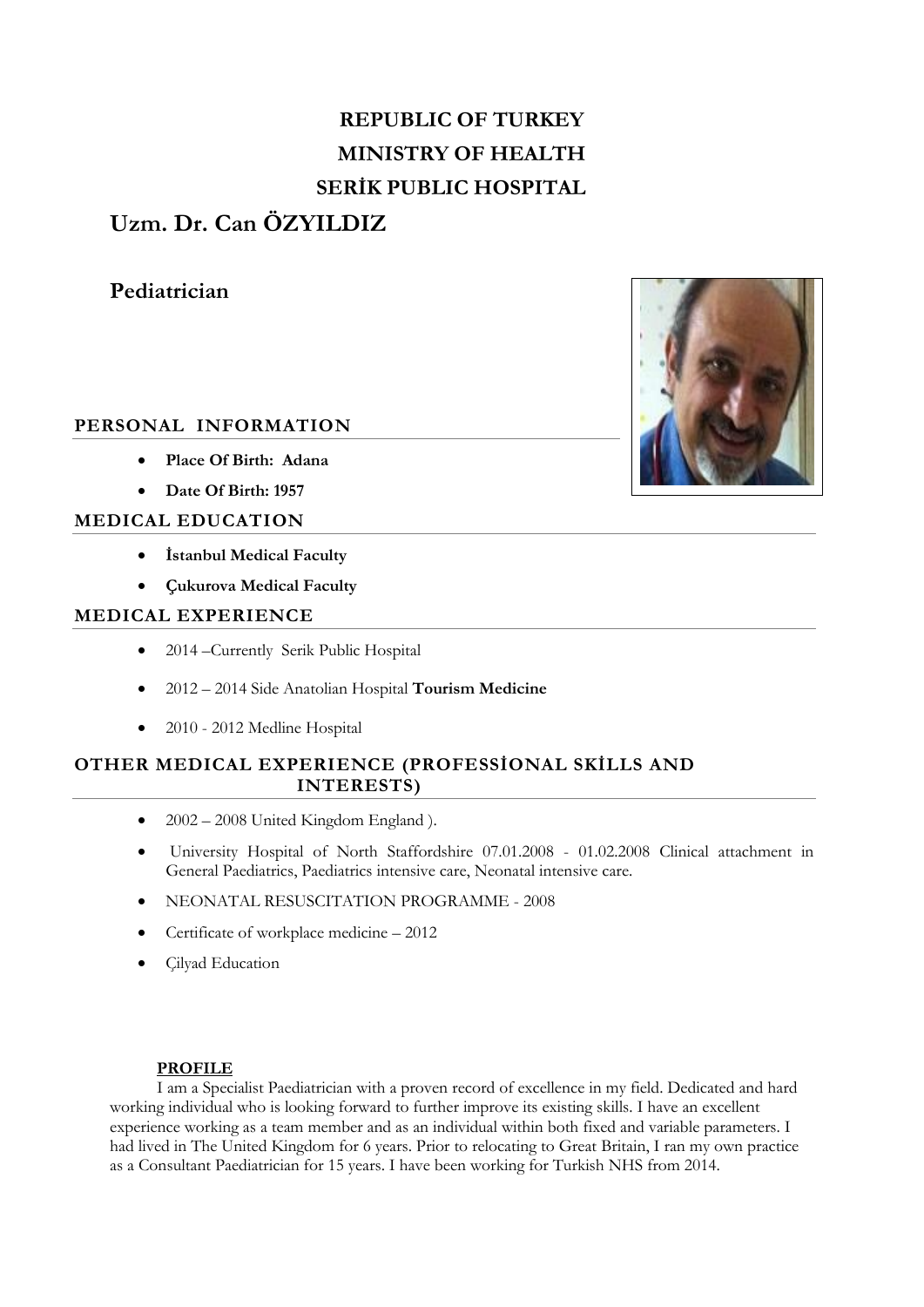**REPUBLIC OF TURKEY**
**MINISTRY OF HEALTH**
**SERİK PUBLIC HOSPITAL**

# Uzm. Dr. Can ÖZYILDIZ

## Pediatrician

## PERSONAL INFORMATION

- **Place Of Birth: Adana**
- **Date Of Birth: 1957**

## MEDICAL EDUCATION

- **İstanbul Medical Faculty**
- **Çukurova Medical Faculty**

## MEDICAL EXPERIENCE

- 2014 –Currently Serik Public Hospital
- 2012 – 2014 Side Anatolian Hospital **Tourism Medicine**
- 2010 - 2012 Medline Hospital

## OTHER MEDICAL EXPERIENCE (PROFESSİONAL SKİLLS AND INTERESTS)

- 2002 – 2008 United Kingdom England ).
- University Hospital of North Staffordshire 07.01.2008 - 01.02.2008 Clinical attachment in General Paediatrics, Paediatrics intensive care, Neonatal intensive care.
- NEONATAL RESUSCITATION PROGRAMME - 2008
- Certificate of workplace medicine – 2012
- Çilyad Education

**PROFILE**

I am a Specialist Paediatrician with a proven record of excellence in my field. Dedicated and hard working individual who is looking forward to further improve its existing skills. I have an excellent experience working as a team member and as an individual within both fixed and variable parameters. I had lived in The United Kingdom for 6 years. Prior to relocating to Great Britain, I ran my own practice as a Consultant Paediatrician for 15 years. I have been working for Turkish NHS from 2014.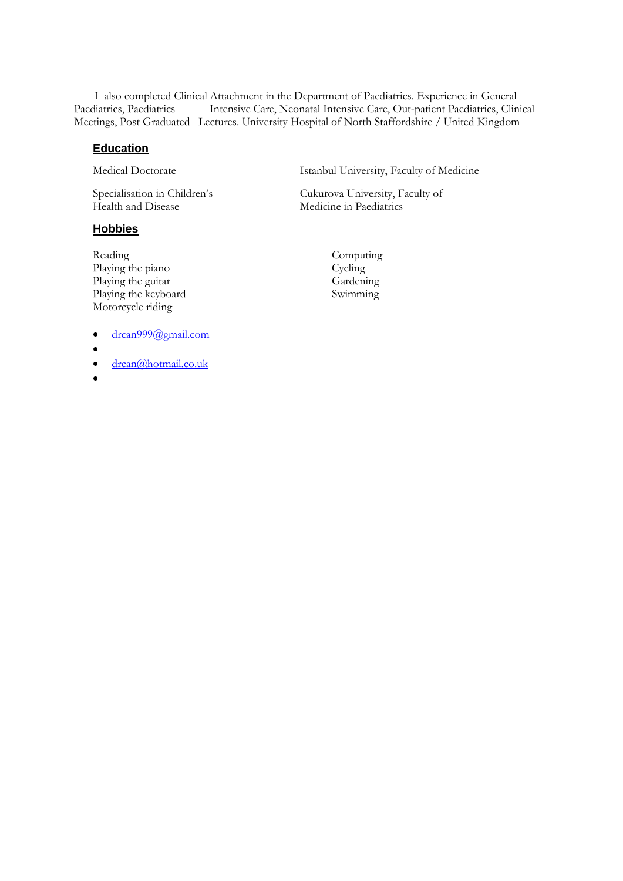I also completed Clinical Attachment in the Department of Paediatrics. Experience in General Paediatrics, Paediatrics Intensive Care, Neonatal Intensive Care, Out-patient Paediatrics, Clinical Meetings, Post Graduated Lectures. University Hospital of North Staffordshire / United Kingdom

## Education

| | |
|---|---|
| Medical Doctorate | Istanbul University, Faculty of Medicine |
| Specialisation in Children's Health and Disease | Cukurova University, Faculty of Medicine in Paediatrics |

## Hobbies

Reading
Playing the piano
Playing the guitar
Playing the keyboard
Motorcycle riding

Computing
Cycling
Gardening
Swimming

- drcan999@gmail.com
-
- drcan@hotmail.co.uk
-